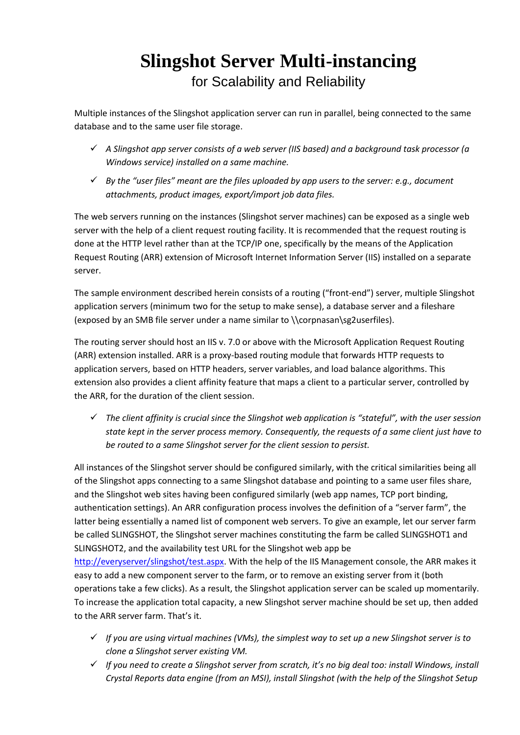# Slingshot Server Multi-instancing

for Scalability and Reliability

Multiple instances of the Slingshot application server can run in parallel, being connected to the same database and to the same user file storage.

- ✓ *A Slingshot app server consists of a web server (IIS based) and a background task processor (a Windows service) installed on a same machine.*
- ✓ *By the "user files" meant are the files uploaded by app users to the server: e.g., document attachments, product images, export/import job data files.*

The web servers running on the instances (Slingshot server machines) can be exposed as a single web server with the help of a client request routing facility. It is recommended that the request routing is done at the HTTP level rather than at the TCP/IP one, specifically by the means of the Application Request Routing (ARR) extension of Microsoft Internet Information Server (IIS) installed on a separate server.

The sample environment described herein consists of a routing ("front-end") server, multiple Slingshot application servers (minimum two for the setup to make sense), a database server and a fileshare (exposed by an SMB file server under a name similar to \\corpnasan\sg2userfiles).

The routing server should host an IIS v. 7.0 or above with the Microsoft Application Request Routing (ARR) extension installed. ARR is a proxy-based routing module that forwards HTTP requests to application servers, based on HTTP headers, server variables, and load balance algorithms. This extension also provides a client affinity feature that maps a client to a particular server, controlled by the ARR, for the duration of the client session.

- ✓ *The client affinity is crucial since the Slingshot web application is "stateful", with the user session state kept in the server process memory. Consequently, the requests of a same client just have to be routed to a same Slingshot server for the client session to persist.*

All instances of the Slingshot server should be configured similarly, with the critical similarities being all of the Slingshot apps connecting to a same Slingshot database and pointing to a same user files share, and the Slingshot web sites having been configured similarly (web app names, TCP port binding, authentication settings). An ARR configuration process involves the definition of a "server farm", the latter being essentially a named list of component web servers. To give an example, let our server farm be called SLINGSHOT, the Slingshot server machines constituting the farm be called SLINGSHOT1 and SLINGSHOT2, and the availability test URL for the Slingshot web app be http://everyserver/slingshot/test.aspx. With the help of the IIS Management console, the ARR makes it easy to add a new component server to the farm, or to remove an existing server from it (both operations take a few clicks). As a result, the Slingshot application server can be scaled up momentarily. To increase the application total capacity, a new Slingshot server machine should be set up, then added to the ARR server farm. That's it.

- ✓ *If you are using virtual machines (VMs), the simplest way to set up a new Slingshot server is to clone a Slingshot server existing VM.*
- ✓ *If you need to create a Slingshot server from scratch, it's no big deal too: install Windows, install Crystal Reports data engine (from an MSI), install Slingshot (with the help of the Slingshot Setup*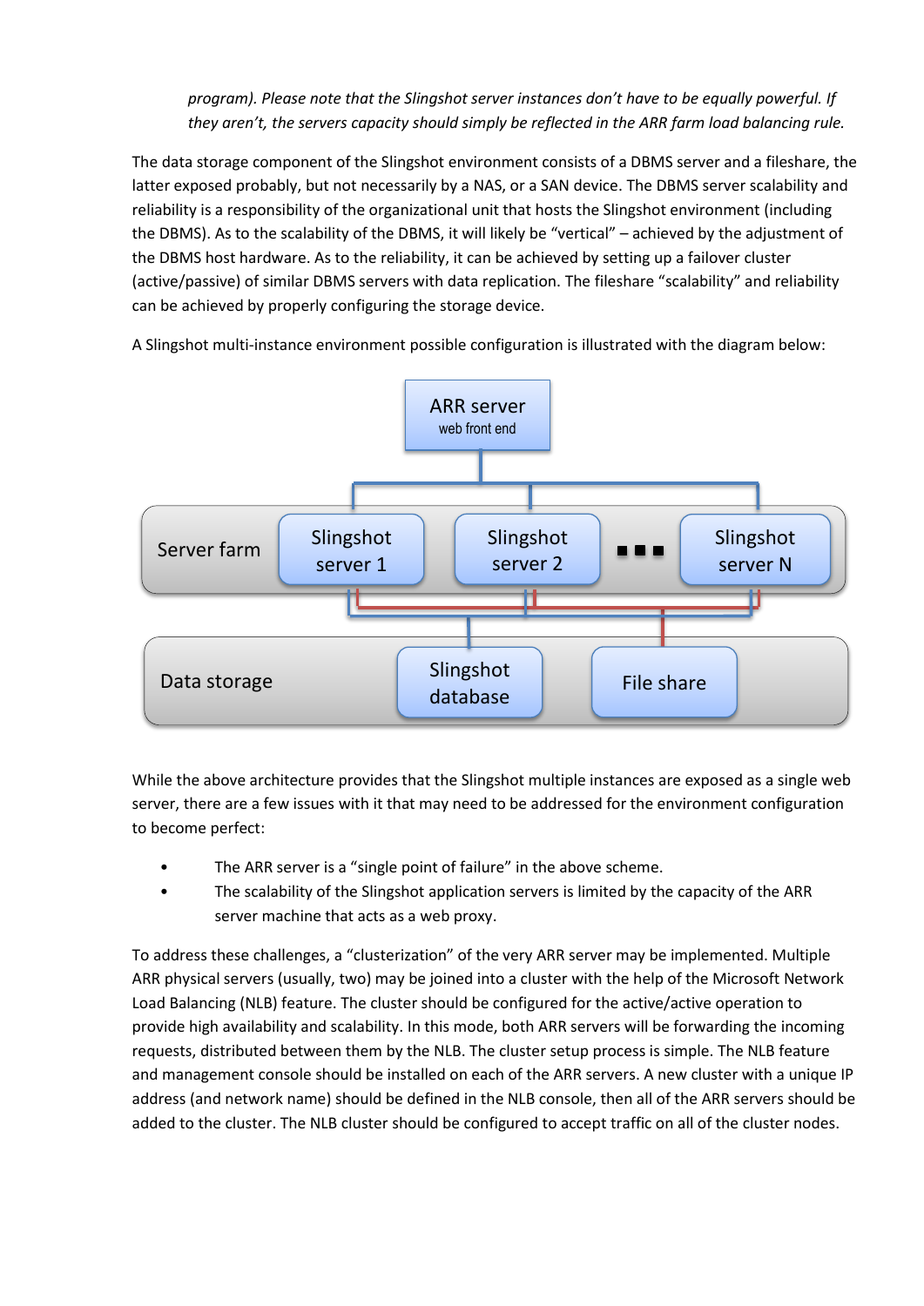*program). Please note that the Slingshot server instances don't have to be equally powerful. If they aren't, the servers capacity should simply be reflected in the ARR farm load balancing rule.*

The data storage component of the Slingshot environment consists of a DBMS server and a fileshare, the latter exposed probably, but not necessarily by a NAS, or a SAN device. The DBMS server scalability and reliability is a responsibility of the organizational unit that hosts the Slingshot environment (including the DBMS). As to the scalability of the DBMS, it will likely be "vertical" – achieved by the adjustment of the DBMS host hardware. As to the reliability, it can be achieved by setting up a failover cluster (active/passive) of similar DBMS servers with data replication. The fileshare "scalability" and reliability can be achieved by properly configuring the storage device.

A Slingshot multi-instance environment possible configuration is illustrated with the diagram below:

ARR server
web front end

Server farm
Slingshot server 1
Slingshot server 2
Slingshot server N

Data storage
Slingshot database
File share

While the above architecture provides that the Slingshot multiple instances are exposed as a single web server, there are a few issues with it that may need to be addressed for the environment configuration to become perfect:

- The ARR server is a "single point of failure" in the above scheme.
- The scalability of the Slingshot application servers is limited by the capacity of the ARR server machine that acts as a web proxy.

To address these challenges, a "clusterization" of the very ARR server may be implemented. Multiple ARR physical servers (usually, two) may be joined into a cluster with the help of the Microsoft Network Load Balancing (NLB) feature. The cluster should be configured for the active/active operation to provide high availability and scalability. In this mode, both ARR servers will be forwarding the incoming requests, distributed between them by the NLB. The cluster setup process is simple. The NLB feature and management console should be installed on each of the ARR servers. A new cluster with a unique IP address (and network name) should be defined in the NLB console, then all of the ARR servers should be added to the cluster. The NLB cluster should be configured to accept traffic on all of the cluster nodes.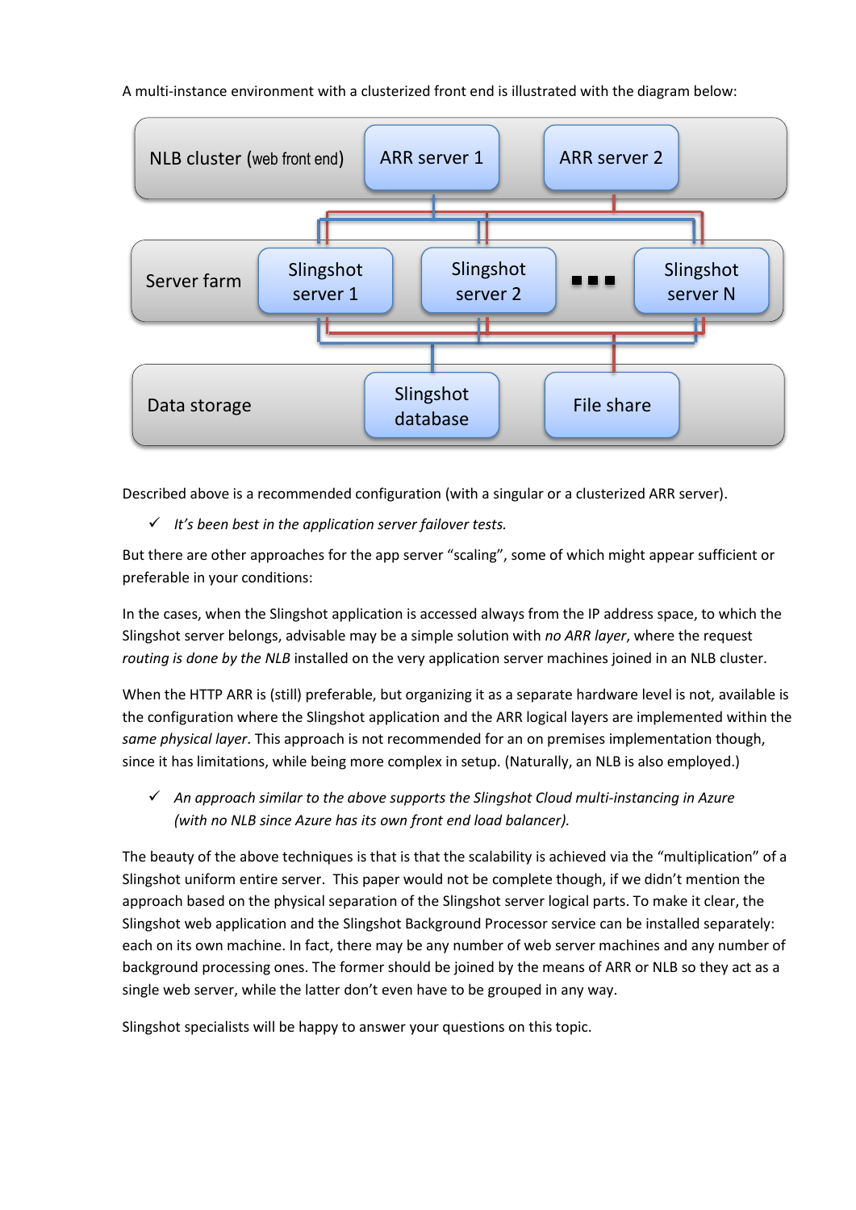A multi-instance environment with a clusterized front end is illustrated with the diagram below:

NLB cluster (web front end)
ARR server 1
ARR server 2
Server farm
Slingshot server 1
Slingshot server 2
Slingshot server N
Data storage
Slingshot database
File share

Described above is a recommended configuration (with a singular or a clusterized ARR server).

- ✓ *It's been best in the application server failover tests.*

But there are other approaches for the app server "scaling", some of which might appear sufficient or preferable in your conditions:

In the cases, when the Slingshot application is accessed always from the IP address space, to which the Slingshot server belongs, advisable may be a simple solution with *no ARR layer*, where the request *routing is done by the NLB* installed on the very application server machines joined in an NLB cluster.

When the HTTP ARR is (still) preferable, but organizing it as a separate hardware level is not, available is the configuration where the Slingshot application and the ARR logical layers are implemented within the *same physical layer*. This approach is not recommended for an on premises implementation though, since it has limitations, while being more complex in setup. (Naturally, an NLB is also employed.)

- ✓ *An approach similar to the above supports the Slingshot Cloud multi-instancing in Azure (with no NLB since Azure has its own front end load balancer).*

The beauty of the above techniques is that is that the scalability is achieved via the "multiplication" of a Slingshot uniform entire server. This paper would not be complete though, if we didn't mention the approach based on the physical separation of the Slingshot server logical parts. To make it clear, the Slingshot web application and the Slingshot Background Processor service can be installed separately: each on its own machine. In fact, there may be any number of web server machines and any number of background processing ones. The former should be joined by the means of ARR or NLB so they act as a single web server, while the latter don't even have to be grouped in any way.

Slingshot specialists will be happy to answer your questions on this topic.